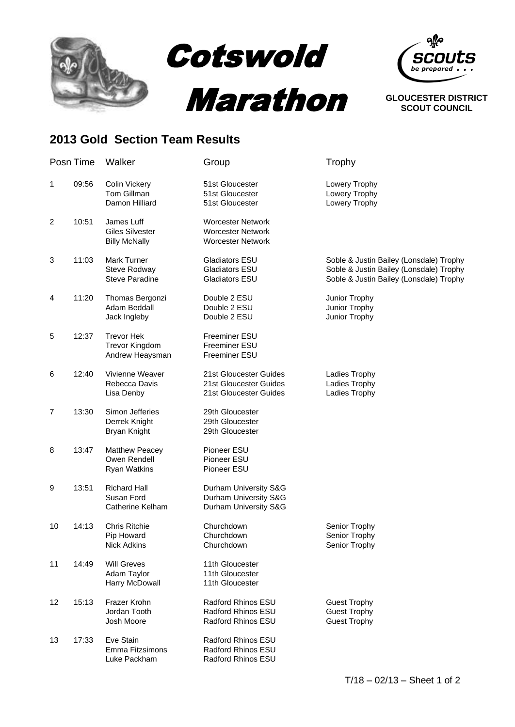# Cotswold Marathon

**GLOUCESTER DISTRICT SCOUT COUNCIL**

## 2013 Gold Section Team Results

| Posn | Time | Walker | Group | Trophy |
|---|---|---|---|---|
| 1 | 09:56 | Colin Vickery | 51st Gloucester | Lowery Trophy |
| | | Tom Gillman | 51st Gloucester | Lowery Trophy |
| | | Damon Hilliard | 51st Gloucester | Lowery Trophy |
| 2 | 10:51 | James Luff | Worcester Network | |
| | | Giles Silvester | Worcester Network | |
| | | Billy McNally | Worcester Network | |
| 3 | 11:03 | Mark Turner | Gladiators ESU | Soble & Justin Bailey (Lonsdale) Trophy |
| | | Steve Rodway | Gladiators ESU | Soble & Justin Bailey (Lonsdale) Trophy |
| | | Steve Paradine | Gladiators ESU | Soble & Justin Bailey (Lonsdale) Trophy |
| 4 | 11:20 | Thomas Bergonzi | Double 2 ESU | Junior Trophy |
| | | Adam Beddall | Double 2 ESU | Junior Trophy |
| | | Jack Ingleby | Double 2 ESU | Junior Trophy |
| 5 | 12:37 | Trevor Hek | Freeminer ESU | |
| | | Trevor Kingdom | Freeminer ESU | |
| | | Andrew Heaysman | Freeminer ESU | |
| 6 | 12:40 | Vivienne Weaver | 21st Gloucester Guides | Ladies Trophy |
| | | Rebecca Davis | 21st Gloucester Guides | Ladies Trophy |
| | | Lisa Denby | 21st Gloucester Guides | Ladies Trophy |
| 7 | 13:30 | Simon Jefferies | 29th Gloucester | |
| | | Derrek Knight | 29th Gloucester | |
| | | Bryan Knight | 29th Gloucester | |
| 8 | 13:47 | Matthew Peacey | Pioneer ESU | |
| | | Owen Rendell | Pioneer ESU | |
| | | Ryan Watkins | Pioneer ESU | |
| 9 | 13:51 | Richard Hall | Durham University S&G | |
| | | Susan Ford | Durham University S&G | |
| | | Catherine Kelham | Durham University S&G | |
| 10 | 14:13 | Chris Ritchie | Churchdown | Senior Trophy |
| | | Pip Howard | Churchdown | Senior Trophy |
| | | Nick Adkins | Churchdown | Senior Trophy |
| 11 | 14:49 | Will Greves | 11th Gloucester | |
| | | Adam Taylor | 11th Gloucester | |
| | | Harry McDowall | 11th Gloucester | |
| 12 | 15:13 | Frazer Krohn | Radford Rhinos ESU | Guest Trophy |
| | | Jordan Tooth | Radford Rhinos ESU | Guest Trophy |
| | | Josh Moore | Radford Rhinos ESU | Guest Trophy |
| 13 | 17:33 | Eve Stain | Radford Rhinos ESU | |
| | | Emma Fitzsimons | Radford Rhinos ESU | |
| | | Luke Packham | Radford Rhinos ESU | |

T/18 – 02/13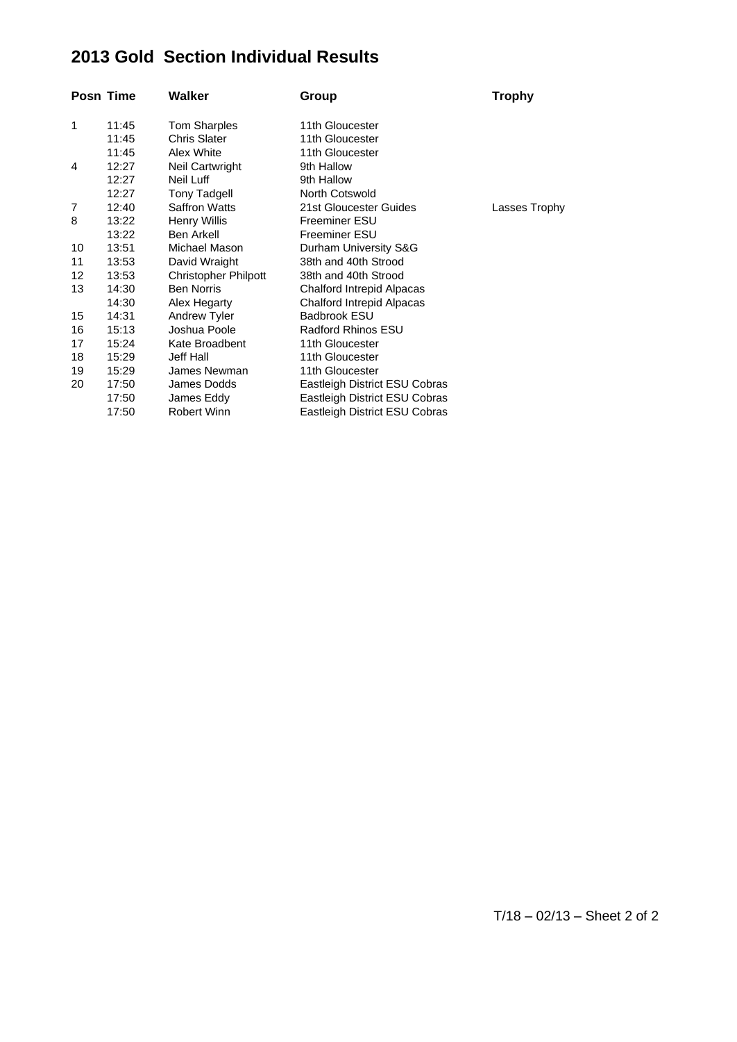# 2013 Gold  Section Individual Results

| Posn | Time | Walker | Group | Trophy |
|---|---|---|---|---|
| 1 | 11:45 | Tom Sharples | 11th Gloucester | |
| | 11:45 | Chris Slater | 11th Gloucester | |
| | 11:45 | Alex White | 11th Gloucester | |
| 4 | 12:27 | Neil Cartwright | 9th Hallow | |
| | 12:27 | Neil Luff | 9th Hallow | |
| | 12:27 | Tony Tadgell | North Cotswold | |
| 7 | 12:40 | Saffron Watts | 21st Gloucester Guides | Lasses Trophy |
| 8 | 13:22 | Henry Willis | Freeminer ESU | |
| | 13:22 | Ben Arkell | Freeminer ESU | |
| 10 | 13:51 | Michael Mason | Durham University S&G | |
| 11 | 13:53 | David Wraight | 38th and 40th Strood | |
| 12 | 13:53 | Christopher Philpott | 38th and 40th Strood | |
| 13 | 14:30 | Ben Norris | Chalford Intrepid Alpacas | |
| | 14:30 | Alex Hegarty | Chalford Intrepid Alpacas | |
| 15 | 14:31 | Andrew Tyler | Badbrook ESU | |
| 16 | 15:13 | Joshua Poole | Radford Rhinos ESU | |
| 17 | 15:24 | Kate Broadbent | 11th Gloucester | |
| 18 | 15:29 | Jeff Hall | 11th Gloucester | |
| 19 | 15:29 | James Newman | 11th Gloucester | |
| 20 | 17:50 | James Dodds | Eastleigh District ESU Cobras | |
| | 17:50 | James Eddy | Eastleigh District ESU Cobras | |
| | 17:50 | Robert Winn | Eastleigh District ESU Cobras | |

T/18 – 02/13 – Sheet 2 of 2